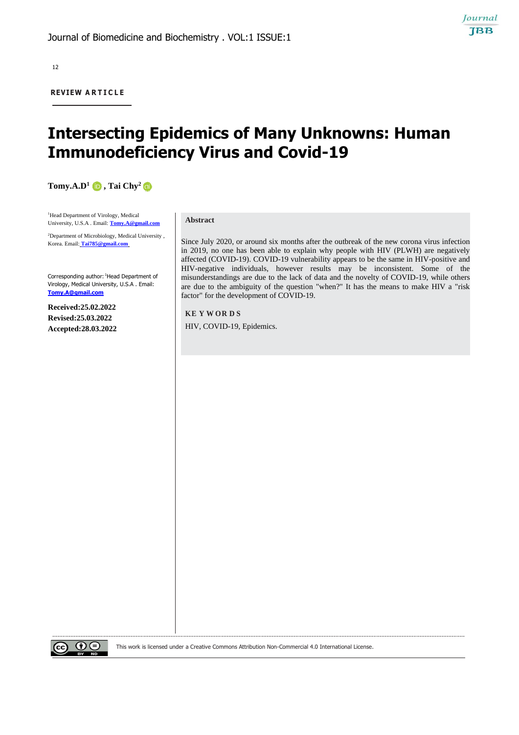REVIEW ARTICLE

# Intersecting Epidemics of Many Unknowns: Human Immunodeficiency Virus and Covid-19

**Tomy.A.D[1], Tai Chy[2]**

[1]Head Department of Virology, Medical University, U.S.A . Email: Tomy.A@gmail.com

[2]Department of Microbiology, Medical University , Korea. Email: Tai785@gmail.com

Corresponding author: [1]Head Department of Virology, Medical University, U.S.A . Email: Tomy.A@gmail.com

**Received:25.02.2022**
**Revised:25.03.2022**
**Accepted:28.03.2022**

## Abstract

Since July 2020, or around six months after the outbreak of the new corona virus infection in 2019, no one has been able to explain why people with HIV (PLWH) are negatively affected (COVID-19). COVID-19 vulnerability appears to be the same in HIV-positive and HIV-negative individuals, however results may be inconsistent. Some of the misunderstandings are due to the lack of data and the novelty of COVID-19, while others are due to the ambiguity of the question "when?" It has the means to make HIV a "risk factor" for the development of COVID-19.

## KEYWORDS

HIV, COVID-19, Epidemics.

This work is licensed under a Creative Commons Attribution Non-Commercial 4.0 International License.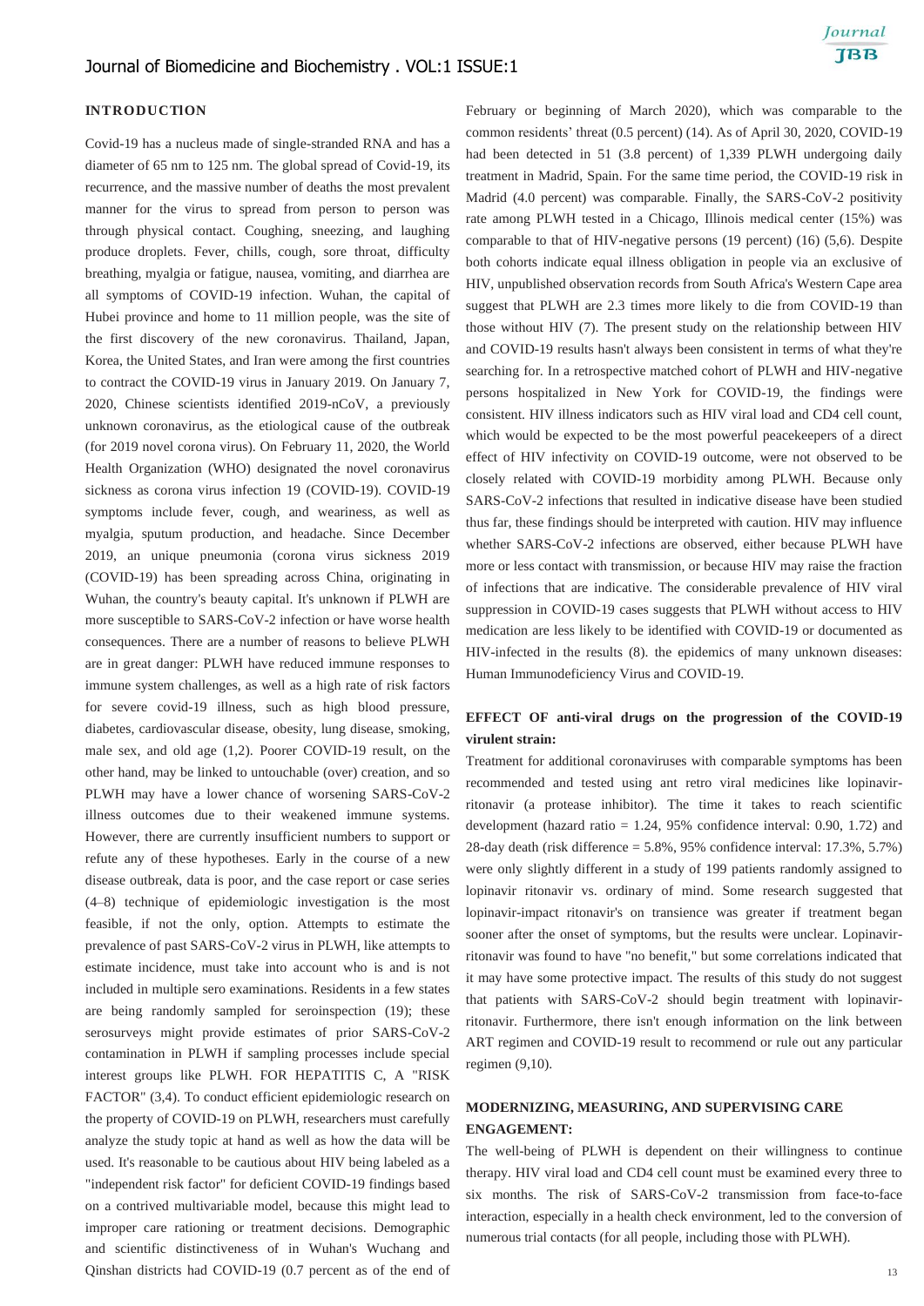## INTRODUCTION

Covid-19 has a nucleus made of single-stranded RNA and has a diameter of 65 nm to 125 nm. The global spread of Covid-19, its recurrence, and the massive number of deaths the most prevalent manner for the virus to spread from person to person was through physical contact. Coughing, sneezing, and laughing produce droplets. Fever, chills, cough, sore throat, difficulty breathing, myalgia or fatigue, nausea, vomiting, and diarrhea are all symptoms of COVID-19 infection. Wuhan, the capital of Hubei province and home to 11 million people, was the site of the first discovery of the new coronavirus. Thailand, Japan, Korea, the United States, and Iran were among the first countries to contract the COVID-19 virus in January 2019. On January 7, 2020, Chinese scientists identified 2019-nCoV, a previously unknown coronavirus, as the etiological cause of the outbreak (for 2019 novel corona virus). On February 11, 2020, the World Health Organization (WHO) designated the novel coronavirus sickness as corona virus infection 19 (COVID-19). COVID-19 symptoms include fever, cough, and weariness, as well as myalgia, sputum production, and headache. Since December 2019, an unique pneumonia (corona virus sickness 2019 (COVID-19) has been spreading across China, originating in Wuhan, the country's beauty capital. It's unknown if PLWH are more susceptible to SARS-CoV-2 infection or have worse health consequences. There are a number of reasons to believe PLWH are in great danger: PLWH have reduced immune responses to immune system challenges, as well as a high rate of risk factors for severe covid-19 illness, such as high blood pressure, diabetes, cardiovascular disease, obesity, lung disease, smoking, male sex, and old age (1,2). Poorer COVID-19 result, on the other hand, may be linked to untouchable (over) creation, and so PLWH may have a lower chance of worsening SARS-CoV-2 illness outcomes due to their weakened immune systems. However, there are currently insufficient numbers to support or refute any of these hypotheses. Early in the course of a new disease outbreak, data is poor, and the case report or case series (4–8) technique of epidemiologic investigation is the most feasible, if not the only, option. Attempts to estimate the prevalence of past SARS-CoV-2 virus in PLWH, like attempts to estimate incidence, must take into account who is and is not included in multiple sero examinations. Residents in a few states are being randomly sampled for seroinspection (19); these serosurveys might provide estimates of prior SARS-CoV-2 contamination in PLWH if sampling processes include special interest groups like PLWH. FOR HEPATITIS C, A "RISK FACTOR" (3,4). To conduct efficient epidemiologic research on the property of COVID-19 on PLWH, researchers must carefully analyze the study topic at hand as well as how the data will be used. It's reasonable to be cautious about HIV being labeled as a "independent risk factor" for deficient COVID-19 findings based on a contrived multivariable model, because this might lead to improper care rationing or treatment decisions. Demographic and scientific distinctiveness of in Wuhan's Wuchang and Qinshan districts had COVID-19 (0.7 percent as of the end of February or beginning of March 2020), which was comparable to the common residents' threat (0.5 percent) (14). As of April 30, 2020, COVID-19 had been detected in 51 (3.8 percent) of 1,339 PLWH undergoing daily treatment in Madrid, Spain. For the same time period, the COVID-19 risk in Madrid (4.0 percent) was comparable. Finally, the SARS-CoV-2 positivity rate among PLWH tested in a Chicago, Illinois medical center (15%) was comparable to that of HIV-negative persons (19 percent) (16) (5,6). Despite both cohorts indicate equal illness obligation in people via an exclusive of HIV, unpublished observation records from South Africa's Western Cape area suggest that PLWH are 2.3 times more likely to die from COVID-19 than those without HIV (7). The present study on the relationship between HIV and COVID-19 results hasn't always been consistent in terms of what they're searching for. In a retrospective matched cohort of PLWH and HIV-negative persons hospitalized in New York for COVID-19, the findings were consistent. HIV illness indicators such as HIV viral load and CD4 cell count, which would be expected to be the most powerful peacekeepers of a direct effect of HIV infectivity on COVID-19 outcome, were not observed to be closely related with COVID-19 morbidity among PLWH. Because only SARS-CoV-2 infections that resulted in indicative disease have been studied thus far, these findings should be interpreted with caution. HIV may influence whether SARS-CoV-2 infections are observed, either because PLWH have more or less contact with transmission, or because HIV may raise the fraction of infections that are indicative. The considerable prevalence of HIV viral suppression in COVID-19 cases suggests that PLWH without access to HIV medication are less likely to be identified with COVID-19 or documented as HIV-infected in the results (8). the epidemics of many unknown diseases: Human Immunodeficiency Virus and COVID-19.

## EFFECT OF anti-viral drugs on the progression of the COVID-19 virulent strain:

Treatment for additional coronaviruses with comparable symptoms has been recommended and tested using ant retro viral medicines like lopinavir-ritonavir (a protease inhibitor). The time it takes to reach scientific development (hazard ratio = 1.24, 95% confidence interval: 0.90, 1.72) and 28-day death (risk difference = 5.8%, 95% confidence interval: 17.3%, 5.7%) were only slightly different in a study of 199 patients randomly assigned to lopinavir ritonavir vs. ordinary of mind. Some research suggested that lopinavir-impact ritonavir's on transience was greater if treatment began sooner after the onset of symptoms, but the results were unclear. Lopinavir-ritonavir was found to have "no benefit," but some correlations indicated that it may have some protective impact. The results of this study do not suggest that patients with SARS-CoV-2 should begin treatment with lopinavir-ritonavir. Furthermore, there isn't enough information on the link between ART regimen and COVID-19 result to recommend or rule out any particular regimen (9,10).

## MODERNIZING, MEASURING, AND SUPERVISING CARE ENGAGEMENT:

The well-being of PLWH is dependent on their willingness to continue therapy. HIV viral load and CD4 cell count must be examined every three to six months. The risk of SARS-CoV-2 transmission from face-to-face interaction, especially in a health check environment, led to the conversion of numerous trial contacts (for all people, including those with PLWH).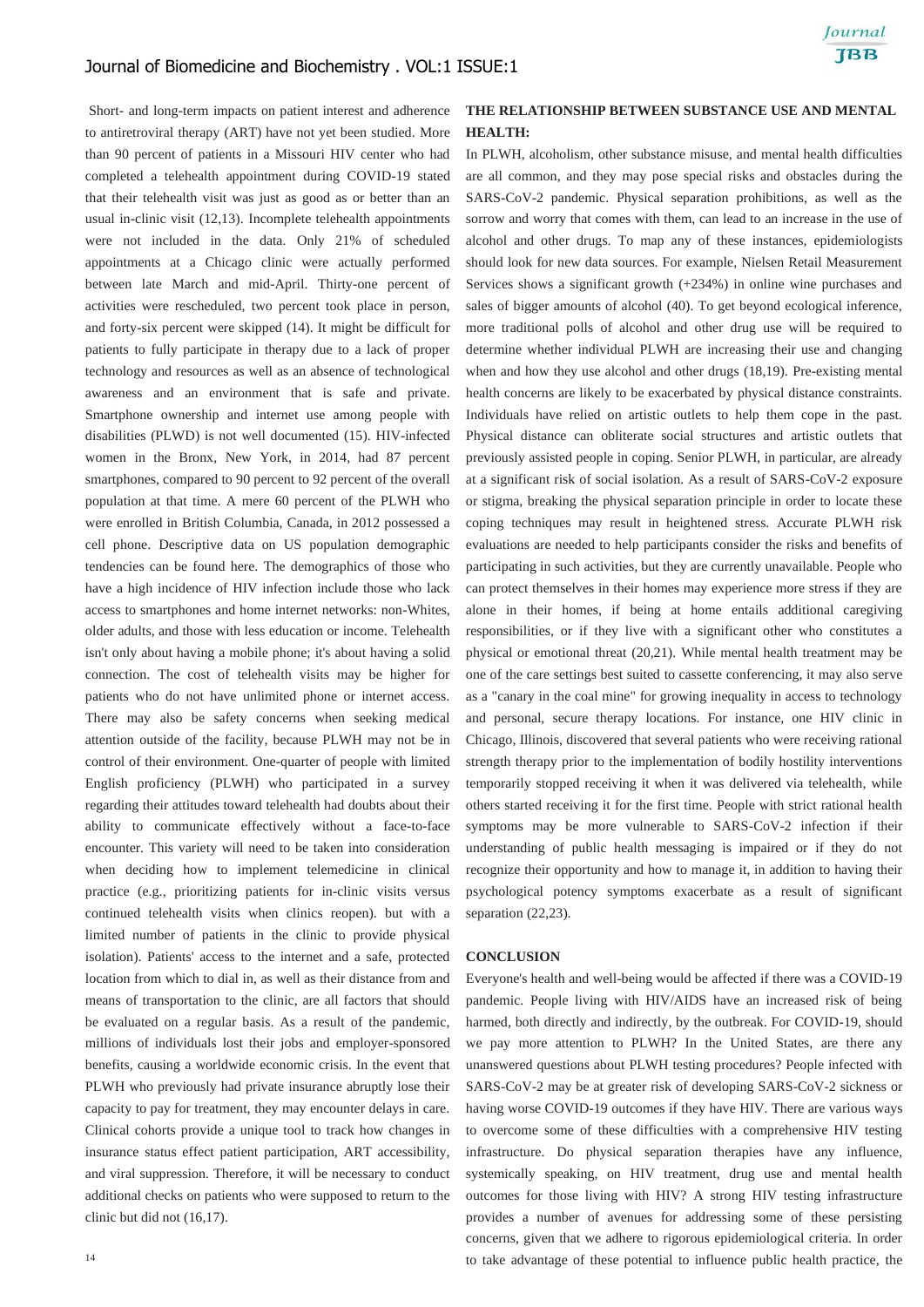Short- and long-term impacts on patient interest and adherence to antiretroviral therapy (ART) have not yet been studied. More than 90 percent of patients in a Missouri HIV center who had completed a telehealth appointment during COVID-19 stated that their telehealth visit was just as good as or better than an usual in-clinic visit (12,13). Incomplete telehealth appointments were not included in the data. Only 21% of scheduled appointments at a Chicago clinic were actually performed between late March and mid-April. Thirty-one percent of activities were rescheduled, two percent took place in person, and forty-six percent were skipped (14). It might be difficult for patients to fully participate in therapy due to a lack of proper technology and resources as well as an absence of technological awareness and an environment that is safe and private. Smartphone ownership and internet use among people with disabilities (PLWD) is not well documented (15). HIV-infected women in the Bronx, New York, in 2014, had 87 percent smartphones, compared to 90 percent to 92 percent of the overall population at that time. A mere 60 percent of the PLWH who were enrolled in British Columbia, Canada, in 2012 possessed a cell phone. Descriptive data on US population demographic tendencies can be found here. The demographics of those who have a high incidence of HIV infection include those who lack access to smartphones and home internet networks: non-Whites, older adults, and those with less education or income. Telehealth isn't only about having a mobile phone; it's about having a solid connection. The cost of telehealth visits may be higher for patients who do not have unlimited phone or internet access. There may also be safety concerns when seeking medical attention outside of the facility, because PLWH may not be in control of their environment. One-quarter of people with limited English proficiency (PLWH) who participated in a survey regarding their attitudes toward telehealth had doubts about their ability to communicate effectively without a face-to-face encounter. This variety will need to be taken into consideration when deciding how to implement telemedicine in clinical practice (e.g., prioritizing patients for in-clinic visits versus continued telehealth visits when clinics reopen). but with a limited number of patients in the clinic to provide physical isolation). Patients' access to the internet and a safe, protected location from which to dial in, as well as their distance from and means of transportation to the clinic, are all factors that should be evaluated on a regular basis. As a result of the pandemic, millions of individuals lost their jobs and employer-sponsored benefits, causing a worldwide economic crisis. In the event that PLWH who previously had private insurance abruptly lose their capacity to pay for treatment, they may encounter delays in care. Clinical cohorts provide a unique tool to track how changes in insurance status effect patient participation, ART accessibility, and viral suppression. Therefore, it will be necessary to conduct additional checks on patients who were supposed to return to the clinic but did not (16,17).

## THE RELATIONSHIP BETWEEN SUBSTANCE USE AND MENTAL HEALTH:

In PLWH, alcoholism, other substance misuse, and mental health difficulties are all common, and they may pose special risks and obstacles during the SARS-CoV-2 pandemic. Physical separation prohibitions, as well as the sorrow and worry that comes with them, can lead to an increase in the use of alcohol and other drugs. To map any of these instances, epidemiologists should look for new data sources. For example, Nielsen Retail Measurement Services shows a significant growth (+234%) in online wine purchases and sales of bigger amounts of alcohol (40). To get beyond ecological inference, more traditional polls of alcohol and other drug use will be required to determine whether individual PLWH are increasing their use and changing when and how they use alcohol and other drugs (18,19). Pre-existing mental health concerns are likely to be exacerbated by physical distance constraints. Individuals have relied on artistic outlets to help them cope in the past. Physical distance can obliterate social structures and artistic outlets that previously assisted people in coping. Senior PLWH, in particular, are already at a significant risk of social isolation. As a result of SARS-CoV-2 exposure or stigma, breaking the physical separation principle in order to locate these coping techniques may result in heightened stress. Accurate PLWH risk evaluations are needed to help participants consider the risks and benefits of participating in such activities, but they are currently unavailable. People who can protect themselves in their homes may experience more stress if they are alone in their homes, if being at home entails additional caregiving responsibilities, or if they live with a significant other who constitutes a physical or emotional threat (20,21). While mental health treatment may be one of the care settings best suited to cassette conferencing, it may also serve as a "canary in the coal mine" for growing inequality in access to technology and personal, secure therapy locations. For instance, one HIV clinic in Chicago, Illinois, discovered that several patients who were receiving rational strength therapy prior to the implementation of bodily hostility interventions temporarily stopped receiving it when it was delivered via telehealth, while others started receiving it for the first time. People with strict rational health symptoms may be more vulnerable to SARS-CoV-2 infection if their understanding of public health messaging is impaired or if they do not recognize their opportunity and how to manage it, in addition to having their psychological potency symptoms exacerbate as a result of significant separation (22,23).

## CONCLUSION

Everyone's health and well-being would be affected if there was a COVID-19 pandemic. People living with HIV/AIDS have an increased risk of being harmed, both directly and indirectly, by the outbreak. For COVID-19, should we pay more attention to PLWH? In the United States, are there any unanswered questions about PLWH testing procedures? People infected with SARS-CoV-2 may be at greater risk of developing SARS-CoV-2 sickness or having worse COVID-19 outcomes if they have HIV. There are various ways to overcome some of these difficulties with a comprehensive HIV testing infrastructure. Do physical separation therapies have any influence, systemically speaking, on HIV treatment, drug use and mental health outcomes for those living with HIV? A strong HIV testing infrastructure provides a number of avenues for addressing some of these persisting concerns, given that we adhere to rigorous epidemiological criteria. In order to take advantage of these potential to influence public health practice, the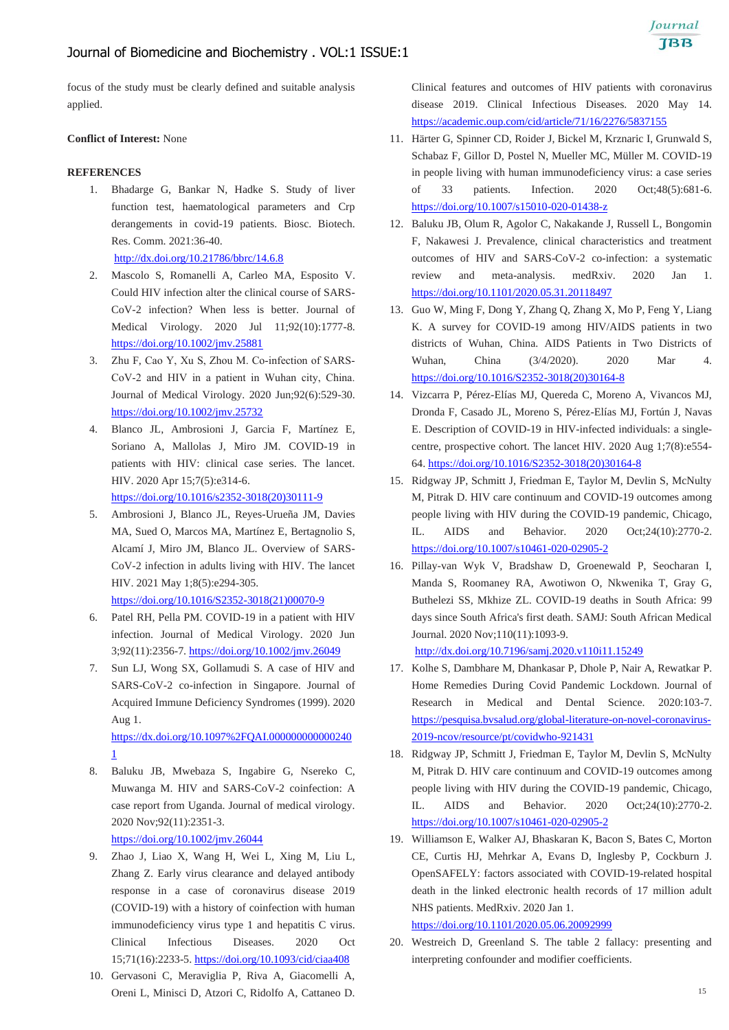focus of the study must be clearly defined and suitable analysis applied.

**Conflict of Interest:** None

**REFERENCES**

1. Bhadarge G, Bankar N, Hadke S. Study of liver function test, haematological parameters and Crp derangements in covid-19 patients. Biosc. Biotech. Res. Comm. 2021:36-40. http://dx.doi.org/10.21786/bbrc/14.6.8
2. Mascolo S, Romanelli A, Carleo MA, Esposito V. Could HIV infection alter the clinical course of SARS-CoV-2 infection? When less is better. Journal of Medical Virology. 2020 Jul 11;92(10):1777-8. https://doi.org/10.1002/jmv.25881
3. Zhu F, Cao Y, Xu S, Zhou M. Co-infection of SARS-CoV-2 and HIV in a patient in Wuhan city, China. Journal of Medical Virology. 2020 Jun;92(6):529-30. https://doi.org/10.1002/jmv.25732
4. Blanco JL, Ambrosioni J, Garcia F, Martínez E, Soriano A, Mallolas J, Miro JM. COVID-19 in patients with HIV: clinical case series. The lancet. HIV. 2020 Apr 15;7(5):e314-6. https://doi.org/10.1016/s2352-3018(20)30111-9
5. Ambrosioni J, Blanco JL, Reyes-Urueña JM, Davies MA, Sued O, Marcos MA, Martínez E, Bertagnolio S, Alcamí J, Miro JM, Blanco JL. Overview of SARS-CoV-2 infection in adults living with HIV. The lancet HIV. 2021 May 1;8(5):e294-305. https://doi.org/10.1016/S2352-3018(21)00070-9
6. Patel RH, Pella PM. COVID-19 in a patient with HIV infection. Journal of Medical Virology. 2020 Jun 3;92(11):2356-7. https://doi.org/10.1002/jmv.26049
7. Sun LJ, Wong SX, Gollamudi S. A case of HIV and SARS-CoV-2 co-infection in Singapore. Journal of Acquired Immune Deficiency Syndromes (1999). 2020 Aug 1. https://dx.doi.org/10.1097%2FQAI.0000000000002401
8. Baluku JB, Mwebaza S, Ingabire G, Nsereko C, Muwanga M. HIV and SARS-CoV-2 coinfection: A case report from Uganda. Journal of medical virology. 2020 Nov;92(11):2351-3. https://doi.org/10.1002/jmv.26044
9. Zhao J, Liao X, Wang H, Wei L, Xing M, Liu L, Zhang Z. Early virus clearance and delayed antibody response in a case of coronavirus disease 2019 (COVID-19) with a history of coinfection with human immunodeficiency virus type 1 and hepatitis C virus. Clinical Infectious Diseases. 2020 Oct 15;71(16):2233-5. https://doi.org/10.1093/cid/ciaa408
10. Gervasoni C, Meraviglia P, Riva A, Giacomelli A, Oreni L, Minisci D, Atzori C, Ridolfo A, Cattaneo D. Clinical features and outcomes of HIV patients with coronavirus disease 2019. Clinical Infectious Diseases. 2020 May 14. https://academic.oup.com/cid/article/71/16/2276/5837155
11. Härter G, Spinner CD, Roider J, Bickel M, Krznaric I, Grunwald S, Schabaz F, Gillor D, Postel N, Mueller MC, Müller M. COVID-19 in people living with human immunodeficiency virus: a case series of 33 patients. Infection. 2020 Oct;48(5):681-6. https://doi.org/10.1007/s15010-020-01438-z
12. Baluku JB, Olum R, Agolor C, Nakakande J, Russell L, Bongomin F, Nakawesi J. Prevalence, clinical characteristics and treatment outcomes of HIV and SARS-CoV-2 co-infection: a systematic review and meta-analysis. medRxiv. 2020 Jan 1. https://doi.org/10.1101/2020.05.31.20118497
13. Guo W, Ming F, Dong Y, Zhang Q, Zhang X, Mo P, Feng Y, Liang K. A survey for COVID-19 among HIV/AIDS patients in two districts of Wuhan, China. AIDS Patients in Two Districts of Wuhan, China (3/4/2020). 2020 Mar 4. https://doi.org/10.1016/S2352-3018(20)30164-8
14. Vizcarra P, Pérez-Elías MJ, Quereda C, Moreno A, Vivancos MJ, Dronda F, Casado JL, Moreno S, Pérez-Elías MJ, Fortún J, Navas E. Description of COVID-19 in HIV-infected individuals: a single-centre, prospective cohort. The lancet HIV. 2020 Aug 1;7(8):e554-64. https://doi.org/10.1016/S2352-3018(20)30164-8
15. Ridgway JP, Schmitt J, Friedman E, Taylor M, Devlin S, McNulty M, Pitrak D. HIV care continuum and COVID-19 outcomes among people living with HIV during the COVID-19 pandemic, Chicago, IL. AIDS and Behavior. 2020 Oct;24(10):2770-2. https://doi.org/10.1007/s10461-020-02905-2
16. Pillay-van Wyk V, Bradshaw D, Groenewald P, Seocharan I, Manda S, Roomaney RA, Awotiwon O, Nkwenika T, Gray G, Buthelezi SS, Mkhize ZL. COVID-19 deaths in South Africa: 99 days since South Africa's first death. SAMJ: South African Medical Journal. 2020 Nov;110(11):1093-9. http://dx.doi.org/10.7196/samj.2020.v110i11.15249
17. Kolhe S, Dambhare M, Dhankasar P, Dhole P, Nair A, Rewatkar P. Home Remedies During Covid Pandemic Lockdown. Journal of Research in Medical and Dental Science. 2020:103-7. https://pesquisa.bvsalud.org/global-literature-on-novel-coronavirus-2019-ncov/resource/pt/covidwho-921431
18. Ridgway JP, Schmitt J, Friedman E, Taylor M, Devlin S, McNulty M, Pitrak D. HIV care continuum and COVID-19 outcomes among people living with HIV during the COVID-19 pandemic, Chicago, IL. AIDS and Behavior. 2020 Oct;24(10):2770-2. https://doi.org/10.1007/s10461-020-02905-2
19. Williamson E, Walker AJ, Bhaskaran K, Bacon S, Bates C, Morton CE, Curtis HJ, Mehrkar A, Evans D, Inglesby P, Cockburn J. OpenSAFELY: factors associated with COVID-19-related hospital death in the linked electronic health records of 17 million adult NHS patients. MedRxiv. 2020 Jan 1. https://doi.org/10.1101/2020.05.06.20092999
20. Westreich D, Greenland S. The table 2 fallacy: presenting and interpreting confounder and modifier coefficients.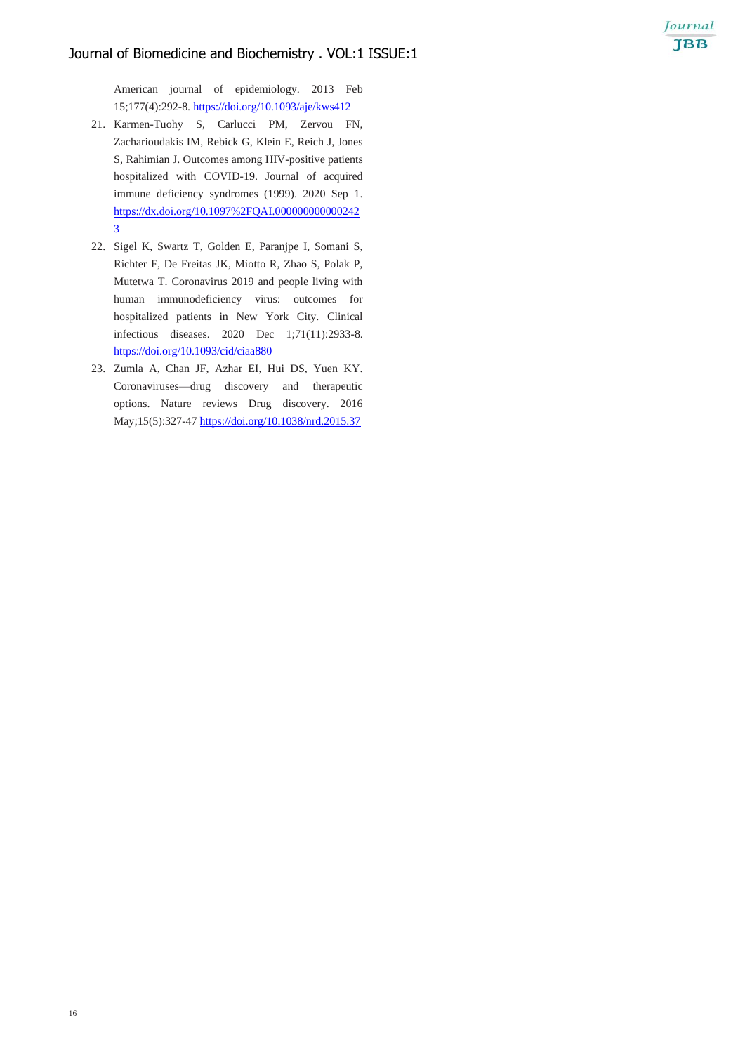American journal of epidemiology. 2013 Feb 15;177(4):292-8. https://doi.org/10.1093/aje/kws412

21. Karmen-Tuohy S, Carlucci PM, Zervou FN, Zacharioudakis IM, Rebick G, Klein E, Reich J, Jones S, Rahimian J. Outcomes among HIV-positive patients hospitalized with COVID-19. Journal of acquired immune deficiency syndromes (1999). 2020 Sep 1. https://dx.doi.org/10.1097%2FQAI.0000000000002423
22. Sigel K, Swartz T, Golden E, Paranjpe I, Somani S, Richter F, De Freitas JK, Miotto R, Zhao S, Polak P, Mutetwa T. Coronavirus 2019 and people living with human immunodeficiency virus: outcomes for hospitalized patients in New York City. Clinical infectious diseases. 2020 Dec 1;71(11):2933-8. https://doi.org/10.1093/cid/ciaa880
23. Zumla A, Chan JF, Azhar EI, Hui DS, Yuen KY. Coronaviruses—drug discovery and therapeutic options. Nature reviews Drug discovery. 2016 May;15(5):327-47 https://doi.org/10.1038/nrd.2015.37